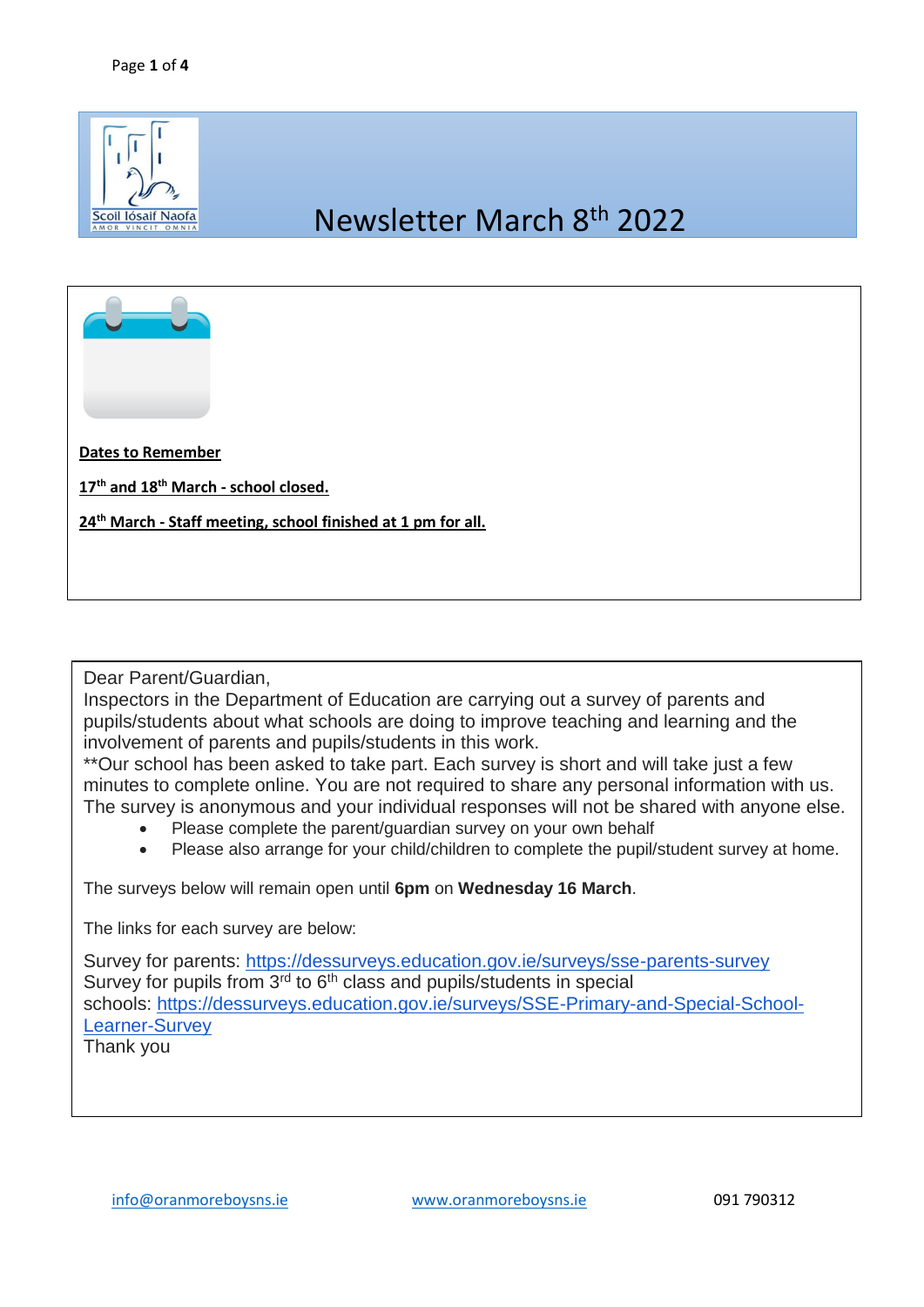Scoil Iósaif Naofa

AMOR VINCIT OMNIA

# Newsletter March 8th 2022

**Dates to Remember**

**17th and 18th March - school closed.**

**24th March - Staff meeting, school finished at 1 pm for all.**

Dear Parent/Guardian,
Inspectors in the Department of Education are carrying out a survey of parents and pupils/students about what schools are doing to improve teaching and learning and the involvement of parents and pupils/students in this work.
**Our school has been asked to take part. Each survey is short and will take just a few minutes to complete online. You are not required to share any personal information with us. The survey is anonymous and your individual responses will not be shared with anyone else.

- Please complete the parent/guardian survey on your own behalf
- Please also arrange for your child/children to complete the pupil/student survey at home.

The surveys below will remain open until **6pm** on **Wednesday 16 March**.

The links for each survey are below:

Survey for parents: https://dessurveys.education.gov.ie/surveys/sse-parents-survey
Survey for pupils from 3rd to 6th class and pupils/students in special schools: https://dessurveys.education.gov.ie/surveys/SSE-Primary-and-Special-School-Learner-Survey
Thank you

info@oranmoreboysns.ie www.oranmoreboysns.ie 091 790312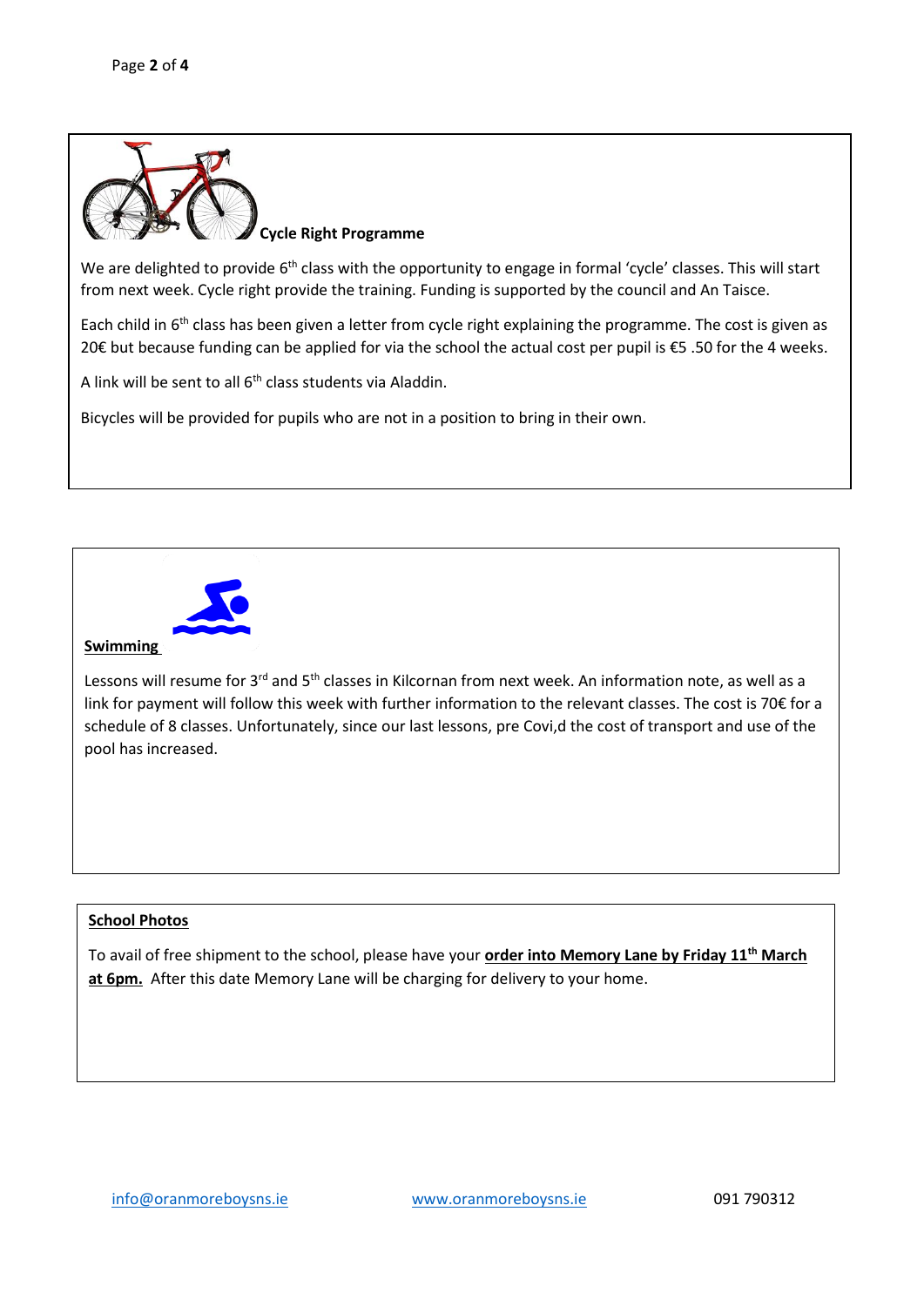**Cycle Right Programme**

We are delighted to provide 6th class with the opportunity to engage in formal 'cycle' classes. This will start from next week. Cycle right provide the training. Funding is supported by the council and An Taisce.

Each child in 6th class has been given a letter from cycle right explaining the programme. The cost is given as 20€ but because funding can be applied for via the school the actual cost per pupil is €5 .50 for the 4 weeks.

A link will be sent to all 6th class students via Aladdin.

Bicycles will be provided for pupils who are not in a position to bring in their own.

**Swimming**

Lessons will resume for 3rd and 5th classes in Kilcornan from next week. An information note, as well as a link for payment will follow this week with further information to the relevant classes. The cost is 70€ for a schedule of 8 classes. Unfortunately, since our last lessons, pre Covi,d the cost of transport and use of the pool has increased.

**School Photos**

To avail of free shipment to the school, please have your **order into Memory Lane by Friday 11th March at 6pm.** After this date Memory Lane will be charging for delivery to your home.

info@oranmoreboysns.ie www.oranmoreboysns.ie 091 790312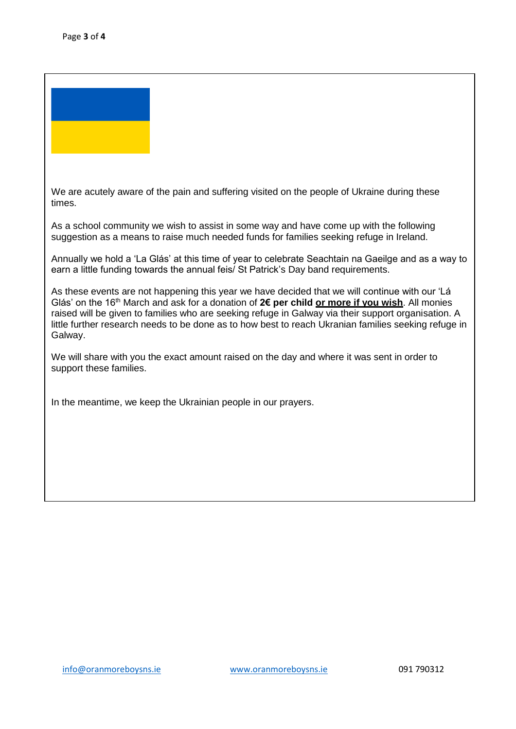We are acutely aware of the pain and suffering visited on the people of Ukraine during these times.

As a school community we wish to assist in some way and have come up with the following suggestion as a means to raise much needed funds for families seeking refuge in Ireland.

Annually we hold a 'La Glás' at this time of year to celebrate Seachtain na Gaeilge and as a way to earn a little funding towards the annual feis/ St Patrick's Day band requirements.

As these events are not happening this year we have decided that we will continue with our 'Lá Glás' on the 16th March and ask for a donation of **2€ per child** **<u>or more if you wish</u>**. All monies raised will be given to families who are seeking refuge in Galway via their support organisation. A little further research needs to be done as to how best to reach Ukranian families seeking refuge in Galway.

We will share with you the exact amount raised on the day and where it was sent in order to support these families.

In the meantime, we keep the Ukrainian people in our prayers.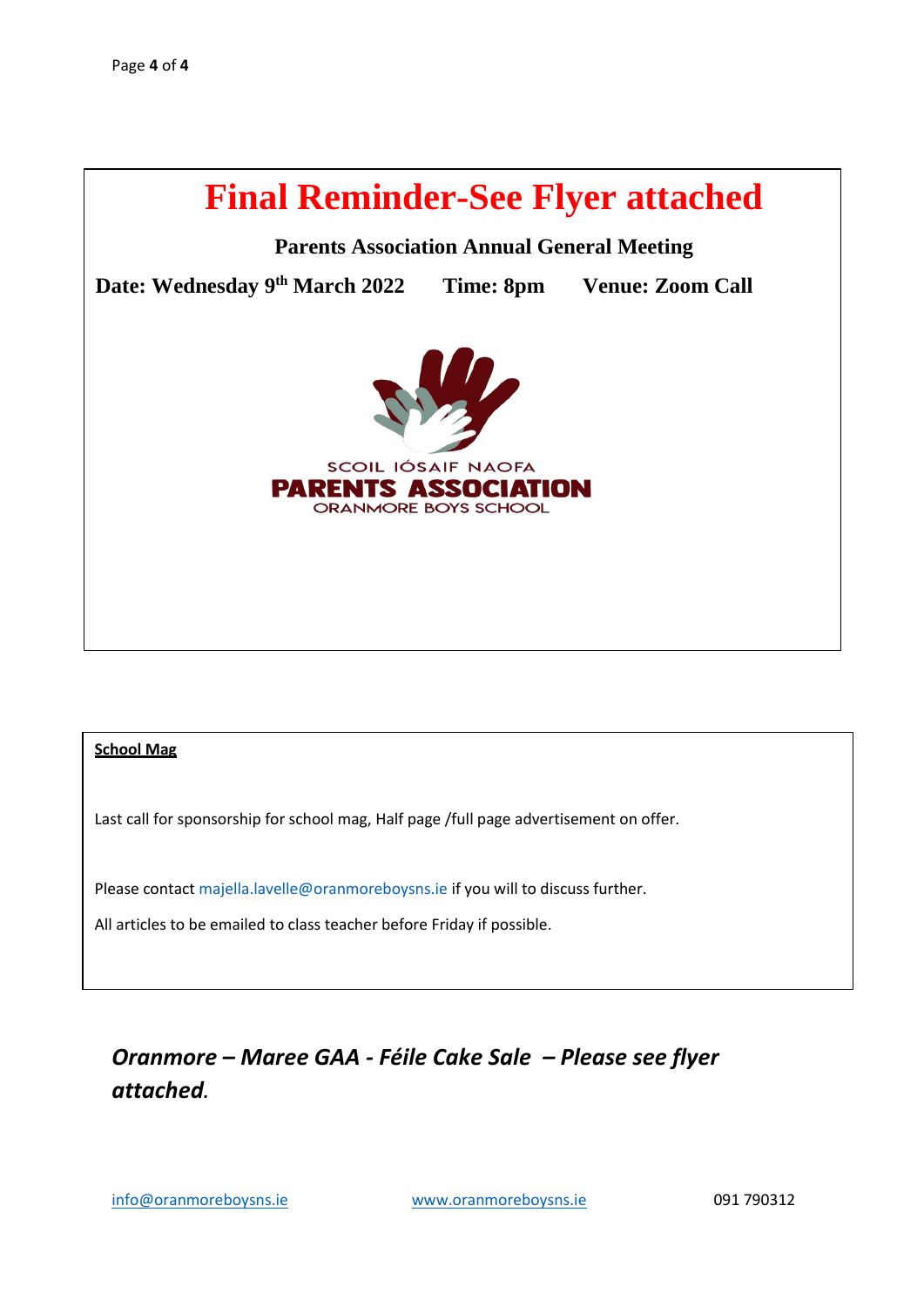# Final Reminder-See Flyer attached

**Parents Association Annual General Meeting**

**Date: Wednesday 9th March 2022 Time: 8pm Venue: Zoom Call**

SCOIL IÓSAIF NAOFA
**PARENTS ASSOCIATION**
ORANMORE BOYS SCHOOL

**School Mag**

Last call for sponsorship for school mag, Half page /full page advertisement on offer.

Please contact majella.lavelle@oranmoreboysns.ie if you will to discuss further.

All articles to be emailed to class teacher before Friday if possible.

***Oranmore – Maree GAA - Féile Cake Sale – Please see flyer attached.***

info@oranmoreboysns.ie www.oranmoreboysns.ie 091 790312